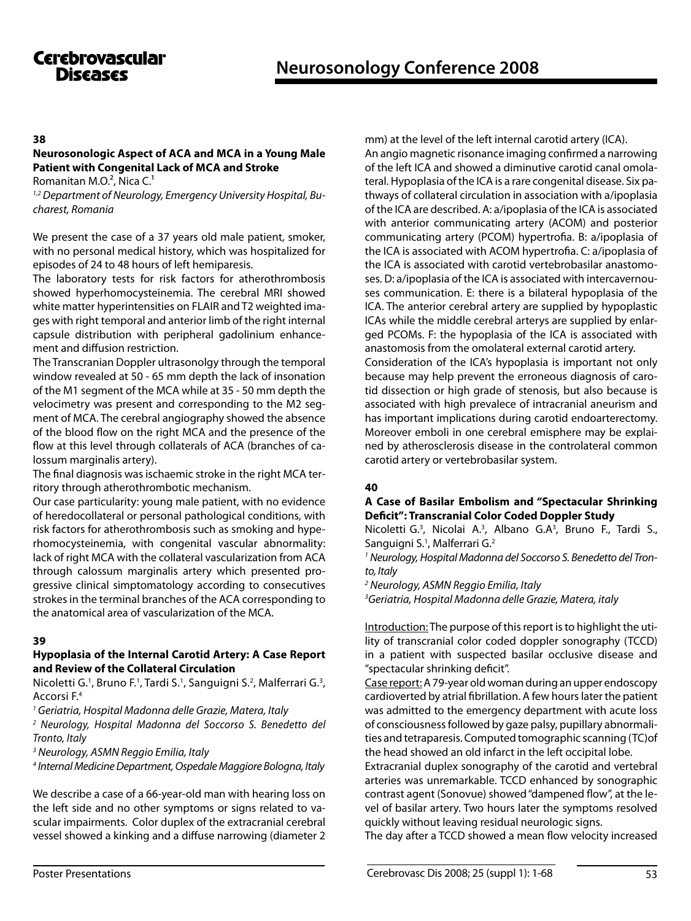## 38

### Neurosonologic Aspect of ACA and MCA in a Young Male Patient with Congenital Lack of MCA and Stroke

Romanitan M.O.[2], Nica C.[1]

*[1,2] Department of Neurology, Emergency University Hospital, Bucharest, Romania*

We present the case of a 37 years old male patient, smoker, with no personal medical history, which was hospitalized for episodes of 24 to 48 hours of left hemiparesis.

The laboratory tests for risk factors for atherothrombosis showed hyperhomocysteinemia. The cerebral MRI showed white matter hyperintensities on FLAIR and T2 weighted images with right temporal and anterior limb of the right internal capsule distribution with peripheral gadolinium enhancement and diffusion restriction.

The Transcranian Doppler ultrasonolgy through the temporal window revealed at 50 - 65 mm depth the lack of insonation of the M1 segment of the MCA while at 35 - 50 mm depth the velocimetry was present and corresponding to the M2 segment of MCA. The cerebral angiography showed the absence of the blood flow on the right MCA and the presence of the flow at this level through collaterals of ACA (branches of calossum marginalis artery).

The final diagnosis was ischaemic stroke in the right MCA territory through atherothrombotic mechanism.

Our case particularity: young male patient, with no evidence of heredocollateral or personal pathological conditions, with risk factors for atherothrombosis such as smoking and hyperhomocysteinemia, with congenital vascular abnormality: lack of right MCA with the collateral vascularization from ACA through calossum marginalis artery which presented progressive clinical simptomatology according to consecutives strokes in the terminal branches of the ACA corresponding to the anatomical area of vascularization of the MCA.

## 39

### Hypoplasia of the Internal Carotid Artery: A Case Report and Review of the Collateral Circulation

Nicoletti G.[1], Bruno F.[1], Tardi S.[1], Sanguigni S.[2], Malferrari G.[3], Accorsi F.[4]

*[1] Geriatria, Hospital Madonna delle Grazie, Matera, Italy*

*[2] Neurology, Hospital Madonna del Soccorso S. Benedetto del Tronto, Italy*

*[3] Neurology, ASMN Reggio Emilia, Italy*

*[4] Internal Medicine Department, Ospedale Maggiore Bologna, Italy*

We describe a case of a 66-year-old man with hearing loss on the left side and no other symptoms or signs related to vascular impairments. Color duplex of the extracranial cerebral vessel showed a kinking and a diffuse narrowing (diameter 2 mm) at the level of the left internal carotid artery (ICA).

An angio magnetic risonance imaging confirmed a narrowing of the left ICA and showed a diminutive carotid canal omolateral. Hypoplasia of the ICA is a rare congenital disease. Six pathways of collateral circulation in association with a/ipoplasia of the ICA are described. A: a/ipoplasia of the ICA is associated with anterior communicating artery (ACOM) and posterior communicating artery (PCOM) hypertrofia. B: a/ipoplasia of the ICA is associated with ACOM hypertrofia. C: a/ipoplasia of the ICA is associated with carotid vertebrobasilar anastomoses. D: a/ipoplasia of the ICA is associated with intercavernouses communication. E: there is a bilateral hypoplasia of the ICA. The anterior cerebral artery are supplied by hypoplastic ICAs while the middle cerebral arterys are supplied by enlarged PCOMs. F: the hypoplasia of the ICA is associated with anastomosis from the omolateral external carotid artery.

Consideration of the ICA's hypoplasia is important not only because may help prevent the erroneous diagnosis of carotid dissection or high grade of stenosis, but also because is associated with high prevalece of intracranial aneurism and has important implications during carotid endoarterectomy. Moreover emboli in one cerebral emisphere may be explained by atherosclerosis disease in the controlateral common carotid artery or vertebrobasilar system.

## 40

### A Case of Basilar Embolism and "Spectacular Shrinking Deficit": Transcranial Color Coded Doppler Study

Nicoletti G.[3], Nicolai A.[3], Albano G.A[3], Bruno F., Tardi S., Sanguigni S.[1], Malferrari G.[2]

*[1] Neurology, Hospital Madonna del Soccorso S. Benedetto del Tronto, Italy*

*[2] Neurology, ASMN Reggio Emilia, Italy*

*[3] Geriatria, Hospital Madonna delle Grazie, Matera, italy*

Introduction: The purpose of this report is to highlight the utility of transcranial color coded doppler sonography (TCCD) in a patient with suspected basilar occlusive disease and "spectacular shrinking deficit".

Case report: A 79-year old woman during an upper endoscopy cardioverted by atrial fibrillation. A few hours later the patient was admitted to the emergency department with acute loss of consciousness followed by gaze palsy, pupillary abnormalities and tetraparesis. Computed tomographic scanning (TC)of the head showed an old infarct in the left occipital lobe.

Extracranial duplex sonography of the carotid and vertebral arteries was unremarkable. TCCD enhanced by sonographic contrast agent (Sonovue) showed "dampened flow", at the level of basilar artery. Two hours later the symptoms resolved quickly without leaving residual neurologic signs.

The day after a TCCD showed a mean flow velocity increased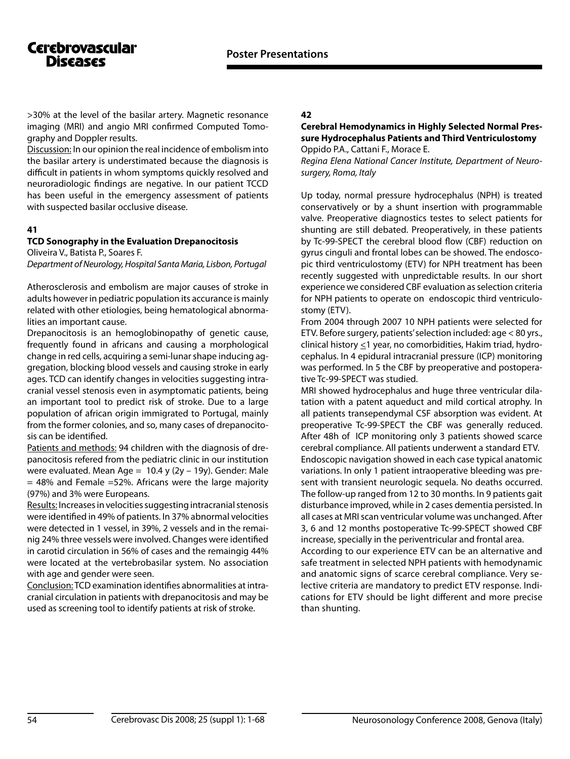>30% at the level of the basilar artery. Magnetic resonance imaging (MRI) and angio MRI confirmed Computed Tomography and Doppler results.

Discussion: In our opinion the real incidence of embolism into the basilar artery is understimated because the diagnosis is difficult in patients in whom symptoms quickly resolved and neuroradiologic findings are negative. In our patient TCCD has been useful in the emergency assessment of patients with suspected basilar occlusive disease.

**41**

### TCD Sonography in the Evaluation Drepanocitosis

Oliveira V., Batista P., Soares F.

*Department of Neurology, Hospital Santa Maria, Lisbon, Portugal*

Atherosclerosis and embolism are major causes of stroke in adults however in pediatric population its accurance is mainly related with other etiologies, being hematological abnormalities an important cause.

Drepanocitosis is an hemoglobinopathy of genetic cause, frequently found in africans and causing a morphological change in red cells, acquiring a semi-lunar shape inducing aggregation, blocking blood vessels and causing stroke in early ages. TCD can identify changes in velocities suggesting intracranial vessel stenosis even in asymptomatic patients, being an important tool to predict risk of stroke. Due to a large population of african origin immigrated to Portugal, mainly from the former colonies, and so, many cases of drepanocitosis can be identified.

Patients and methods: 94 children with the diagnosis of drepanocitosis refered from the pediatric clinic in our institution were evaluated. Mean Age = 10.4 y (2y – 19y). Gender: Male = 48% and Female =52%. Africans were the large majority (97%) and 3% were Europeans.

Results: Increases in velocities suggesting intracranial stenosis were identified in 49% of patients. In 37% abnormal velocities were detected in 1 vessel, in 39%, 2 vessels and in the remainig 24% three vessels were involved. Changes were identified in carotid circulation in 56% of cases and the remaingig 44% were located at the vertebrobasilar system. No association with age and gender were seen.

Conclusion: TCD examination identifies abnormalities at intracranial circulation in patients with drepanocitosis and may be used as screening tool to identify patients at risk of stroke.

**42**

### Cerebral Hemodynamics in Highly Selected Normal Pressure Hydrocephalus Patients and Third Ventriculostomy

Oppido P.A., Cattani F., Morace E.

*Regina Elena National Cancer Institute, Department of Neurosurgery, Roma, Italy*

Up today, normal pressure hydrocephalus (NPH) is treated conservatively or by a shunt insertion with programmable valve. Preoperative diagnostics testes to select patients for shunting are still debated. Preoperatively, in these patients by Tc-99-SPECT the cerebral blood flow (CBF) reduction on gyrus cinguli and frontal lobes can be showed. The endoscopic third ventriculostomy (ETV) for NPH treatment has been recently suggested with unpredictable results. In our short experience we considered CBF evaluation as selection criteria for NPH patients to operate on endoscopic third ventriculostomy (ETV).

From 2004 through 2007 10 NPH patients were selected for ETV. Before surgery, patients' selection included: age < 80 yrs., clinical history ≤1 year, no comorbidities, Hakim triad, hydrocephalus. In 4 epidural intracranial pressure (ICP) monitoring was performed. In 5 the CBF by preoperative and postoperative Tc-99-SPECT was studied.

MRI showed hydrocephalus and huge three ventricular dilatation with a patent aqueduct and mild cortical atrophy. In all patients transependymal CSF absorption was evident. At preoperative Tc-99-SPECT the CBF was generally reduced. After 48h of ICP monitoring only 3 patients showed scarce cerebral compliance. All patients underwent a standard ETV. Endoscopic navigation showed in each case typical anatomic variations. In only 1 patient intraoperative bleeding was present with transient neurologic sequela. No deaths occurred. The follow-up ranged from 12 to 30 months. In 9 patients gait disturbance improved, while in 2 cases dementia persisted. In all cases at MRI scan ventricular volume was unchanged. After 3, 6 and 12 months postoperative Tc-99-SPECT showed CBF increase, specially in the periventricular and frontal area.

According to our experience ETV can be an alternative and safe treatment in selected NPH patients with hemodynamic and anatomic signs of scarce cerebral compliance. Very selective criteria are mandatory to predict ETV response. Indications for ETV should be light different and more precise than shunting.